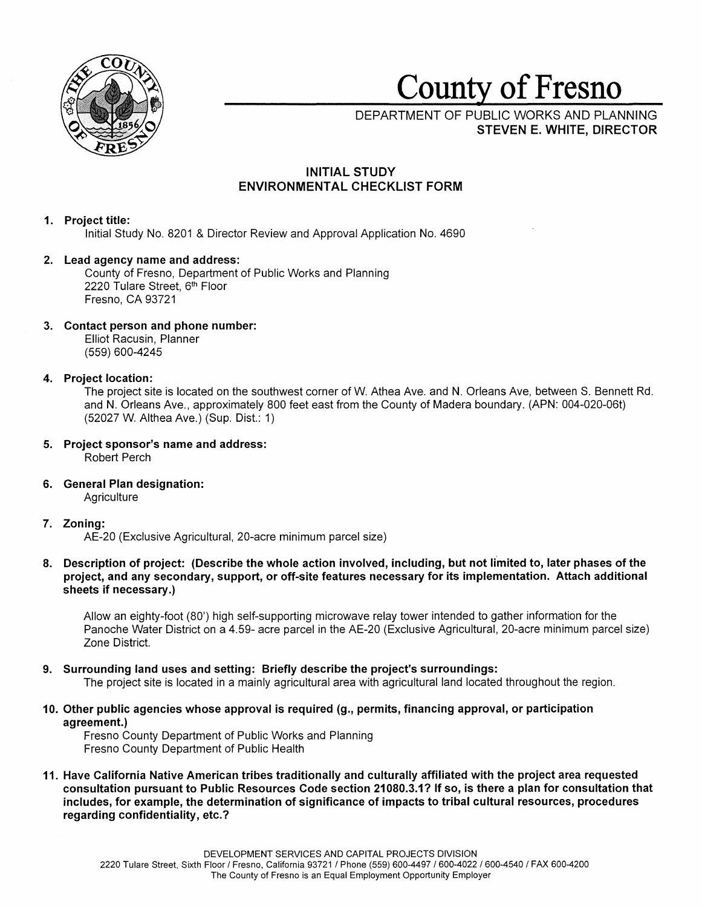# County of Fresno

DEPARTMENT OF PUBLIC WORKS AND PLANNING
**STEVEN E. WHITE, DIRECTOR**

## INITIAL STUDY
## ENVIRONMENTAL CHECKLIST FORM

1. **Project title:**
   Initial Study No. 8201 & Director Review and Approval Application No. 4690

2. **Lead agency name and address:**
   County of Fresno, Department of Public Works and Planning
   2220 Tulare Street, 6th Floor
   Fresno, CA 93721

3. **Contact person and phone number:**
   Elliot Racusin, Planner
   (559) 600-4245

4. **Project location:**
   The project site is located on the southwest corner of W. Athea Ave. and N. Orleans Ave, between S. Bennett Rd. and N. Orleans Ave., approximately 800 feet east from the County of Madera boundary. (APN: 004-020-06t) (52027 W. Althea Ave.) (Sup. Dist.: 1)

5. **Project sponsor's name and address:**
   Robert Perch

6. **General Plan designation:**
   Agriculture

7. **Zoning:**
   AE-20 (Exclusive Agricultural, 20-acre minimum parcel size)

8. **Description of project: (Describe the whole action involved, including, but not limited to, later phases of the project, and any secondary, support, or off-site features necessary for its implementation. Attach additional sheets if necessary.)**

   Allow an eighty-foot (80') high self-supporting microwave relay tower intended to gather information for the Panoche Water District on a 4.59- acre parcel in the AE-20 (Exclusive Agricultural, 20-acre minimum parcel size) Zone District.

9. **Surrounding land uses and setting: Briefly describe the project's surroundings:**
   The project site is located in a mainly agricultural area with agricultural land located throughout the region.

10. **Other public agencies whose approval is required (g., permits, financing approval, or participation agreement.)**
    Fresno County Department of Public Works and Planning
    Fresno County Department of Public Health

11. **Have California Native American tribes traditionally and culturally affiliated with the project area requested consultation pursuant to Public Resources Code section 21080.3.1? If so, is there a plan for consultation that includes, for example, the determination of significance of impacts to tribal cultural resources, procedures regarding confidentiality, etc.?**

DEVELOPMENT SERVICES AND CAPITAL PROJECTS DIVISION
2220 Tulare Street, Sixth Floor / Fresno, California 93721 / Phone (559) 600-4497 / 600-4022 / 600-4540 / FAX 600-4200
The County of Fresno is an Equal Employment Opportunity Employer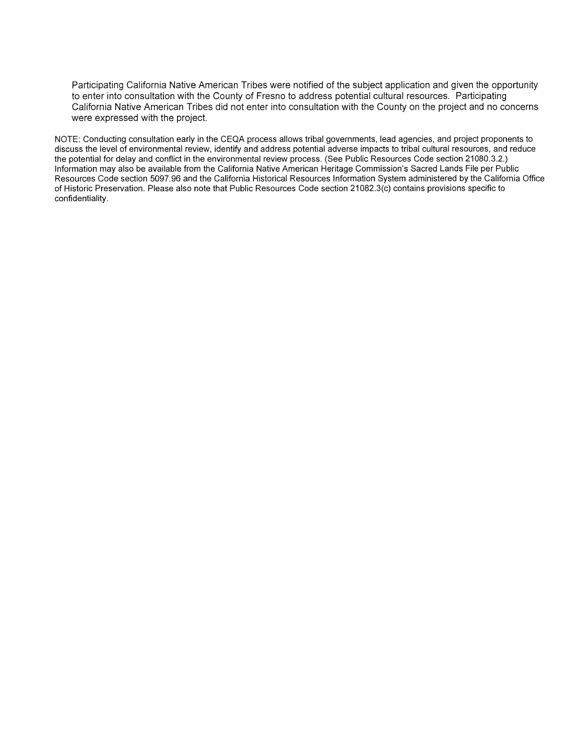Participating California Native American Tribes were notified of the subject application and given the opportunity to enter into consultation with the County of Fresno to address potential cultural resources. Participating California Native American Tribes did not enter into consultation with the County on the project and no concerns were expressed with the project.

NOTE: Conducting consultation early in the CEQA process allows tribal governments, lead agencies, and project proponents to discuss the level of environmental review, identify and address potential adverse impacts to tribal cultural resources, and reduce the potential for delay and conflict in the environmental review process. (See Public Resources Code section 21080.3.2.) Information may also be available from the California Native American Heritage Commission's Sacred Lands File per Public Resources Code section 5097.96 and the California Historical Resources Information System administered by the California Office of Historic Preservation. Please also note that Public Resources Code section 21082.3(c) contains provisions specific to confidentiality.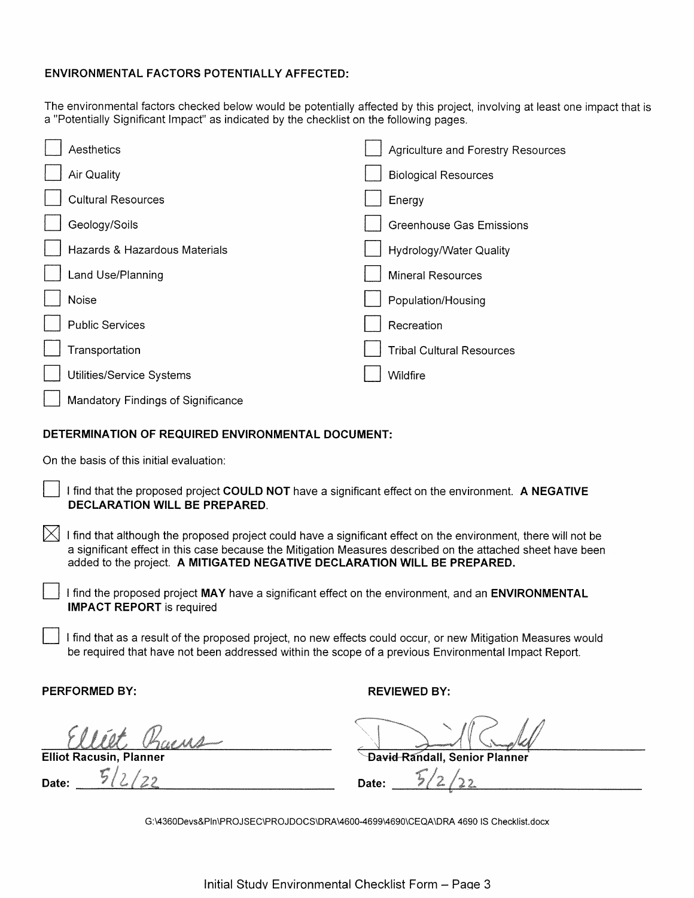**ENVIRONMENTAL FACTORS POTENTIALLY AFFECTED:**

The environmental factors checked below would be potentially affected by this project, involving at least one impact that is a "Potentially Significant Impact" as indicated by the checklist on the following pages.

- ☐ Aesthetics
- ☐ Agriculture and Forestry Resources
- ☐ Air Quality
- ☐ Biological Resources
- ☐ Cultural Resources
- ☐ Energy
- ☐ Geology/Soils
- ☐ Greenhouse Gas Emissions
- ☐ Hazards & Hazardous Materials
- ☐ Hydrology/Water Quality
- ☐ Land Use/Planning
- ☐ Mineral Resources
- ☐ Noise
- ☐ Population/Housing
- ☐ Public Services
- ☐ Recreation
- ☐ Transportation
- ☐ Tribal Cultural Resources
- ☐ Utilities/Service Systems
- ☐ Wildfire
- ☐ Mandatory Findings of Significance

**DETERMINATION OF REQUIRED ENVIRONMENTAL DOCUMENT:**

On the basis of this initial evaluation:

☐ I find that the proposed project **COULD NOT** have a significant effect on the environment. **A NEGATIVE DECLARATION WILL BE PREPARED**.

☒ I find that although the proposed project could have a significant effect on the environment, there will not be a significant effect in this case because the Mitigation Measures described on the attached sheet have been added to the project. **A MITIGATED NEGATIVE DECLARATION WILL BE PREPARED.**

☐ I find the proposed project **MAY** have a significant effect on the environment, and an **ENVIRONMENTAL IMPACT REPORT** is required

☐ I find that as a result of the proposed project, no new effects could occur, or new Mitigation Measures would be required that have not been addressed within the scope of a previous Environmental Impact Report.

| **PERFORMED BY:** | **REVIEWED BY:** |
|---|---|
| Elliot Racusin | David Randall |
| **Elliot Racusin, Planner** | **David Randall, Senior Planner** |
| **Date:** 5/2/22 | **Date:** 5/2/22 |

G:\4360Devs&Pln\PROJSEC\PROJDOCS\DRA\4600-4699\4690\CEQA\DRA 4690 IS Checklist.docx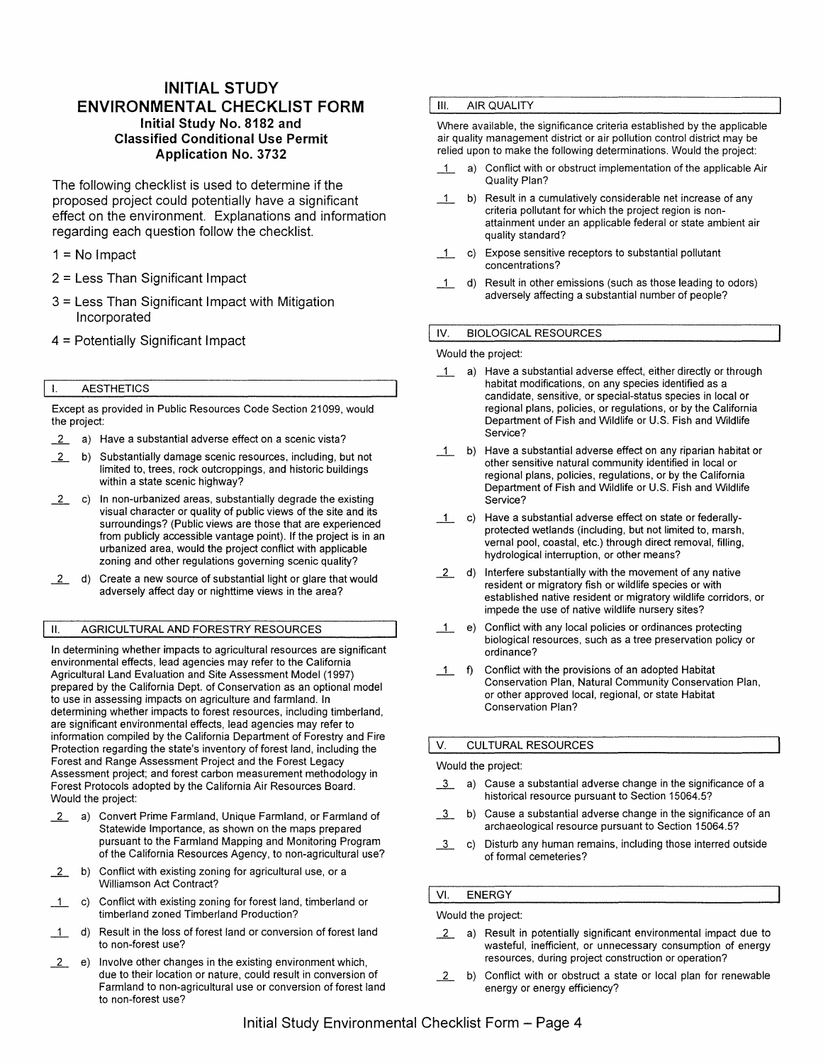# INITIAL STUDY ENVIRONMENTAL CHECKLIST FORM

## Initial Study No. 8182 and Classified Conditional Use Permit Application No. 3732

The following checklist is used to determine if the proposed project could potentially have a significant effect on the environment. Explanations and information regarding each question follow the checklist.

1 = No Impact

2 = Less Than Significant Impact

3 = Less Than Significant Impact with Mitigation Incorporated

4 = Potentially Significant Impact

### I. AESTHETICS

Except as provided in Public Resources Code Section 21099, would the project:

_2_ a) Have a substantial adverse effect on a scenic vista?

_2_ b) Substantially damage scenic resources, including, but not limited to, trees, rock outcroppings, and historic buildings within a state scenic highway?

_2_ c) In non-urbanized areas, substantially degrade the existing visual character or quality of public views of the site and its surroundings? (Public views are those that are experienced from publicly accessible vantage point). If the project is in an urbanized area, would the project conflict with applicable zoning and other regulations governing scenic quality?

_2_ d) Create a new source of substantial light or glare that would adversely affect day or nighttime views in the area?

### II. AGRICULTURAL AND FORESTRY RESOURCES

In determining whether impacts to agricultural resources are significant environmental effects, lead agencies may refer to the California Agricultural Land Evaluation and Site Assessment Model (1997) prepared by the California Dept. of Conservation as an optional model to use in assessing impacts on agriculture and farmland. In determining whether impacts to forest resources, including timberland, are significant environmental effects, lead agencies may refer to information compiled by the California Department of Forestry and Fire Protection regarding the state's inventory of forest land, including the Forest and Range Assessment Project and the Forest Legacy Assessment project; and forest carbon measurement methodology in Forest Protocols adopted by the California Air Resources Board. Would the project:

_2_ a) Convert Prime Farmland, Unique Farmland, or Farmland of Statewide Importance, as shown on the maps prepared pursuant to the Farmland Mapping and Monitoring Program of the California Resources Agency, to non-agricultural use?

_2_ b) Conflict with existing zoning for agricultural use, or a Williamson Act Contract?

_1_ c) Conflict with existing zoning for forest land, timberland or timberland zoned Timberland Production?

_1_ d) Result in the loss of forest land or conversion of forest land to non-forest use?

_2_ e) Involve other changes in the existing environment which, due to their location or nature, could result in conversion of Farmland to non-agricultural use or conversion of forest land to non-forest use?

### III. AIR QUALITY

Where available, the significance criteria established by the applicable air quality management district or air pollution control district may be relied upon to make the following determinations. Would the project:

_1_ a) Conflict with or obstruct implementation of the applicable Air Quality Plan?

_1_ b) Result in a cumulatively considerable net increase of any criteria pollutant for which the project region is non-attainment under an applicable federal or state ambient air quality standard?

_1_ c) Expose sensitive receptors to substantial pollutant concentrations?

_1_ d) Result in other emissions (such as those leading to odors) adversely affecting a substantial number of people?

### IV. BIOLOGICAL RESOURCES

Would the project:

_1_ a) Have a substantial adverse effect, either directly or through habitat modifications, on any species identified as a candidate, sensitive, or special-status species in local or regional plans, policies, or regulations, or by the California Department of Fish and Wildlife or U.S. Fish and Wildlife Service?

_1_ b) Have a substantial adverse effect on any riparian habitat or other sensitive natural community identified in local or regional plans, policies, regulations, or by the California Department of Fish and Wildlife or U.S. Fish and Wildlife Service?

_1_ c) Have a substantial adverse effect on state or federally-protected wetlands (including, but not limited to, marsh, vernal pool, coastal, etc.) through direct removal, filling, hydrological interruption, or other means?

_2_ d) Interfere substantially with the movement of any native resident or migratory fish or wildlife species or with established native resident or migratory wildlife corridors, or impede the use of native wildlife nursery sites?

_1_ e) Conflict with any local policies or ordinances protecting biological resources, such as a tree preservation policy or ordinance?

_1_ f) Conflict with the provisions of an adopted Habitat Conservation Plan, Natural Community Conservation Plan, or other approved local, regional, or state Habitat Conservation Plan?

### V. CULTURAL RESOURCES

Would the project:

_3_ a) Cause a substantial adverse change in the significance of a historical resource pursuant to Section 15064.5?

_3_ b) Cause a substantial adverse change in the significance of an archaeological resource pursuant to Section 15064.5?

_3_ c) Disturb any human remains, including those interred outside of formal cemeteries?

### VI. ENERGY

Would the project:

_2_ a) Result in potentially significant environmental impact due to wasteful, inefficient, or unnecessary consumption of energy resources, during project construction or operation?

_2_ b) Conflict with or obstruct a state or local plan for renewable energy or energy efficiency?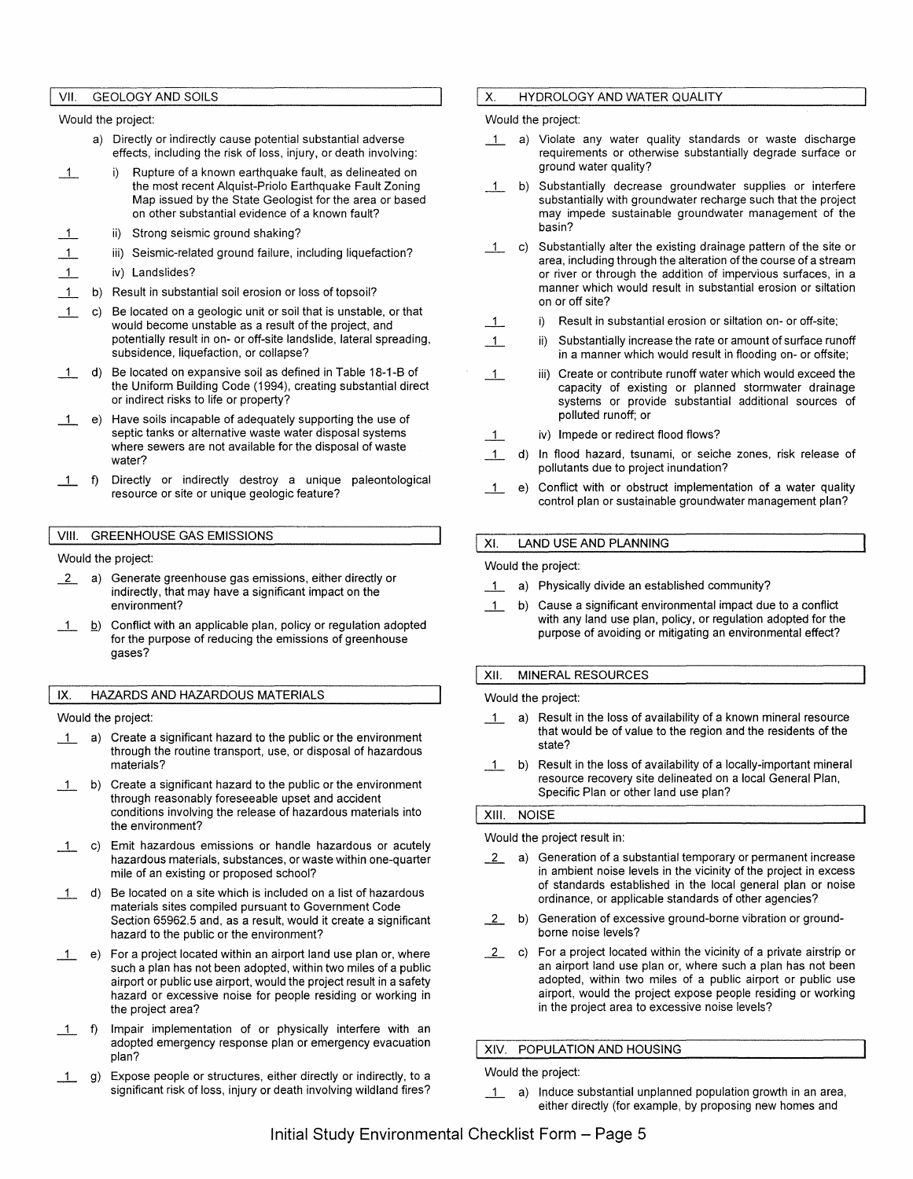## VII. GEOLOGY AND SOILS

Would the project:

a) Directly or indirectly cause potential substantial adverse effects, including the risk of loss, injury, or death involving:

1 i) Rupture of a known earthquake fault, as delineated on the most recent Alquist-Priolo Earthquake Fault Zoning Map issued by the State Geologist for the area or based on other substantial evidence of a known fault?

1 ii) Strong seismic ground shaking?

1 iii) Seismic-related ground failure, including liquefaction?

1 iv) Landslides?

1 b) Result in substantial soil erosion or loss of topsoil?

1 c) Be located on a geologic unit or soil that is unstable, or that would become unstable as a result of the project, and potentially result in on- or off-site landslide, lateral spreading, subsidence, liquefaction, or collapse?

1 d) Be located on expansive soil as defined in Table 18-1-B of the Uniform Building Code (1994), creating substantial direct or indirect risks to life or property?

1 e) Have soils incapable of adequately supporting the use of septic tanks or alternative waste water disposal systems where sewers are not available for the disposal of waste water?

1 f) Directly or indirectly destroy a unique paleontological resource or site or unique geologic feature?

## VIII. GREENHOUSE GAS EMISSIONS

Would the project:

2 a) Generate greenhouse gas emissions, either directly or indirectly, that may have a significant impact on the environment?

1 b) Conflict with an applicable plan, policy or regulation adopted for the purpose of reducing the emissions of greenhouse gases?

## IX. HAZARDS AND HAZARDOUS MATERIALS

Would the project:

1 a) Create a significant hazard to the public or the environment through the routine transport, use, or disposal of hazardous materials?

1 b) Create a significant hazard to the public or the environment through reasonably foreseeable upset and accident conditions involving the release of hazardous materials into the environment?

1 c) Emit hazardous emissions or handle hazardous or acutely hazardous materials, substances, or waste within one-quarter mile of an existing or proposed school?

1 d) Be located on a site which is included on a list of hazardous materials sites compiled pursuant to Government Code Section 65962.5 and, as a result, would it create a significant hazard to the public or the environment?

1 e) For a project located within an airport land use plan or, where such a plan has not been adopted, within two miles of a public airport or public use airport, would the project result in a safety hazard or excessive noise for people residing or working in the project area?

1 f) Impair implementation of or physically interfere with an adopted emergency response plan or emergency evacuation plan?

1 g) Expose people or structures, either directly or indirectly, to a significant risk of loss, injury or death involving wildland fires?

## X. HYDROLOGY AND WATER QUALITY

Would the project:

1 a) Violate any water quality standards or waste discharge requirements or otherwise substantially degrade surface or ground water quality?

1 b) Substantially decrease groundwater supplies or interfere substantially with groundwater recharge such that the project may impede sustainable groundwater management of the basin?

1 c) Substantially alter the existing drainage pattern of the site or area, including through the alteration of the course of a stream or river or through the addition of impervious surfaces, in a manner which would result in substantial erosion or siltation on or off site?

1 i) Result in substantial erosion or siltation on- or off-site;

1 ii) Substantially increase the rate or amount of surface runoff in a manner which would result in flooding on- or offsite;

1 iii) Create or contribute runoff water which would exceed the capacity of existing or planned stormwater drainage systems or provide substantial additional sources of polluted runoff; or

1 iv) Impede or redirect flood flows?

1 d) In flood hazard, tsunami, or seiche zones, risk release of pollutants due to project inundation?

1 e) Conflict with or obstruct implementation of a water quality control plan or sustainable groundwater management plan?

## XI. LAND USE AND PLANNING

Would the project:

1 a) Physically divide an established community?

1 b) Cause a significant environmental impact due to a conflict with any land use plan, policy, or regulation adopted for the purpose of avoiding or mitigating an environmental effect?

## XII. MINERAL RESOURCES

Would the project:

1 a) Result in the loss of availability of a known mineral resource that would be of value to the region and the residents of the state?

1 b) Result in the loss of availability of a locally-important mineral resource recovery site delineated on a local General Plan, Specific Plan or other land use plan?

## XIII. NOISE

Would the project result in:

2 a) Generation of a substantial temporary or permanent increase in ambient noise levels in the vicinity of the project in excess of standards established in the local general plan or noise ordinance, or applicable standards of other agencies?

2 b) Generation of excessive ground-borne vibration or ground-borne noise levels?

2 c) For a project located within the vicinity of a private airstrip or an airport land use plan or, where such a plan has not been adopted, within two miles of a public airport or public use airport, would the project expose people residing or working in the project area to excessive noise levels?

## XIV. POPULATION AND HOUSING

Would the project:

1 a) Induce substantial unplanned population growth in an area, either directly (for example, by proposing new homes and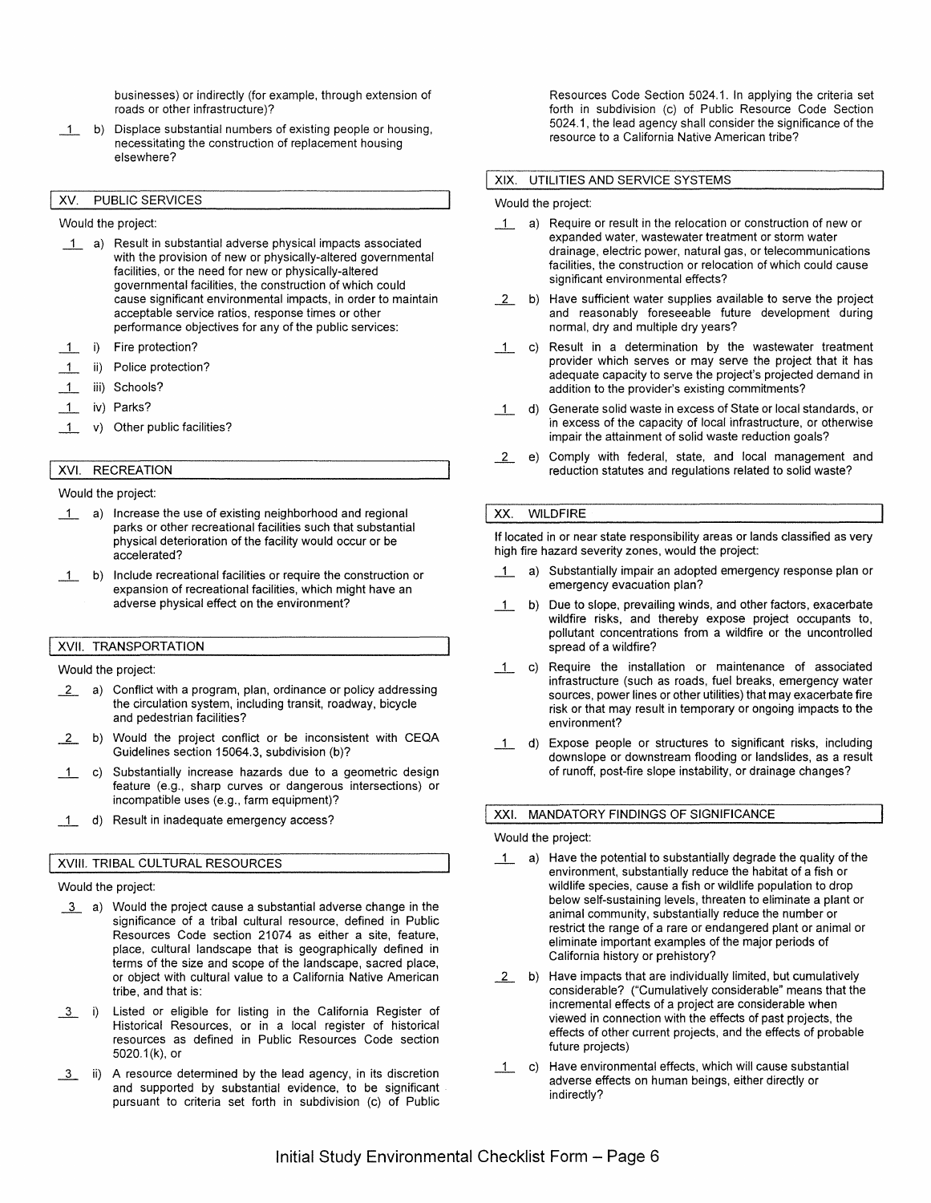businesses) or indirectly (for example, through extension of roads or other infrastructure)?

_1_ b) Displace substantial numbers of existing people or housing, necessitating the construction of replacement housing elsewhere?

## XV. PUBLIC SERVICES

Would the project:

_1_ a) Result in substantial adverse physical impacts associated with the provision of new or physically-altered governmental facilities, or the need for new or physically-altered governmental facilities, the construction of which could cause significant environmental impacts, in order to maintain acceptable service ratios, response times or other performance objectives for any of the public services:

_1_ i) Fire protection?

_1_ ii) Police protection?

_1_ iii) Schools?

_1_ iv) Parks?

_1_ v) Other public facilities?

## XVI. RECREATION

Would the project:

_1_ a) Increase the use of existing neighborhood and regional parks or other recreational facilities such that substantial physical deterioration of the facility would occur or be accelerated?

_1_ b) Include recreational facilities or require the construction or expansion of recreational facilities, which might have an adverse physical effect on the environment?

## XVII. TRANSPORTATION

Would the project:

_2_ a) Conflict with a program, plan, ordinance or policy addressing the circulation system, including transit, roadway, bicycle and pedestrian facilities?

_2_ b) Would the project conflict or be inconsistent with CEQA Guidelines section 15064.3, subdivision (b)?

_1_ c) Substantially increase hazards due to a geometric design feature (e.g., sharp curves or dangerous intersections) or incompatible uses (e.g., farm equipment)?

_1_ d) Result in inadequate emergency access?

## XVIII. TRIBAL CULTURAL RESOURCES

Would the project:

_3_ a) Would the project cause a substantial adverse change in the significance of a tribal cultural resource, defined in Public Resources Code section 21074 as either a site, feature, place, cultural landscape that is geographically defined in terms of the size and scope of the landscape, sacred place, or object with cultural value to a California Native American tribe, and that is:

_3_ i) Listed or eligible for listing in the California Register of Historical Resources, or in a local register of historical resources as defined in Public Resources Code section 5020.1(k), or

_3_ ii) A resource determined by the lead agency, in its discretion and supported by substantial evidence, to be significant pursuant to criteria set forth in subdivision (c) of Public Resources Code Section 5024.1. In applying the criteria set forth in subdivision (c) of Public Resource Code Section 5024.1, the lead agency shall consider the significance of the resource to a California Native American tribe?

## XIX. UTILITIES AND SERVICE SYSTEMS

Would the project:

_1_ a) Require or result in the relocation or construction of new or expanded water, wastewater treatment or storm water drainage, electric power, natural gas, or telecommunications facilities, the construction or relocation of which could cause significant environmental effects?

_2_ b) Have sufficient water supplies available to serve the project and reasonably foreseeable future development during normal, dry and multiple dry years?

_1_ c) Result in a determination by the wastewater treatment provider which serves or may serve the project that it has adequate capacity to serve the project's projected demand in addition to the provider's existing commitments?

_1_ d) Generate solid waste in excess of State or local standards, or in excess of the capacity of local infrastructure, or otherwise impair the attainment of solid waste reduction goals?

_2_ e) Comply with federal, state, and local management and reduction statutes and regulations related to solid waste?

## XX. WILDFIRE

If located in or near state responsibility areas or lands classified as very high fire hazard severity zones, would the project:

_1_ a) Substantially impair an adopted emergency response plan or emergency evacuation plan?

_1_ b) Due to slope, prevailing winds, and other factors, exacerbate wildfire risks, and thereby expose project occupants to, pollutant concentrations from a wildfire or the uncontrolled spread of a wildfire?

_1_ c) Require the installation or maintenance of associated infrastructure (such as roads, fuel breaks, emergency water sources, power lines or other utilities) that may exacerbate fire risk or that may result in temporary or ongoing impacts to the environment?

_1_ d) Expose people or structures to significant risks, including downslope or downstream flooding or landslides, as a result of runoff, post-fire slope instability, or drainage changes?

## XXI. MANDATORY FINDINGS OF SIGNIFICANCE

Would the project:

_1_ a) Have the potential to substantially degrade the quality of the environment, substantially reduce the habitat of a fish or wildlife species, cause a fish or wildlife population to drop below self-sustaining levels, threaten to eliminate a plant or animal community, substantially reduce the number or restrict the range of a rare or endangered plant or animal or eliminate important examples of the major periods of California history or prehistory?

_2_ b) Have impacts that are individually limited, but cumulatively considerable? ("Cumulatively considerable" means that the incremental effects of a project are considerable when viewed in connection with the effects of past projects, the effects of other current projects, and the effects of probable future projects)

_1_ c) Have environmental effects, which will cause substantial adverse effects on human beings, either directly or indirectly?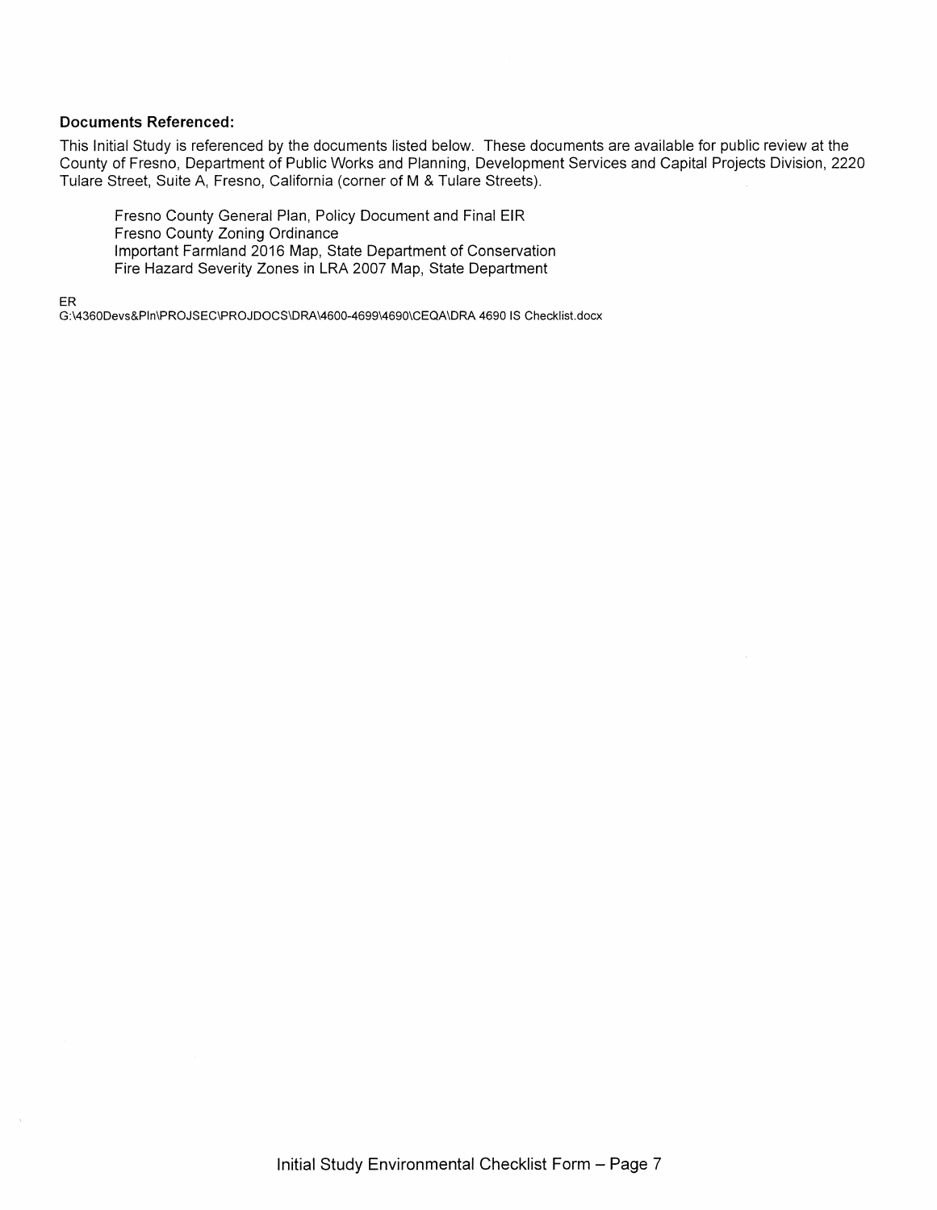**Documents Referenced:**

This Initial Study is referenced by the documents listed below. These documents are available for public review at the County of Fresno, Department of Public Works and Planning, Development Services and Capital Projects Division, 2220 Tulare Street, Suite A, Fresno, California (corner of M & Tulare Streets).

Fresno County General Plan, Policy Document and Final EIR
Fresno County Zoning Ordinance
Important Farmland 2016 Map, State Department of Conservation
Fire Hazard Severity Zones in LRA 2007 Map, State Department

ER
G:\4360Devs&Pln\PROJSEC\PROJDOCS\DRA\4600-4699\4690\CEQA\DRA 4690 IS Checklist.docx